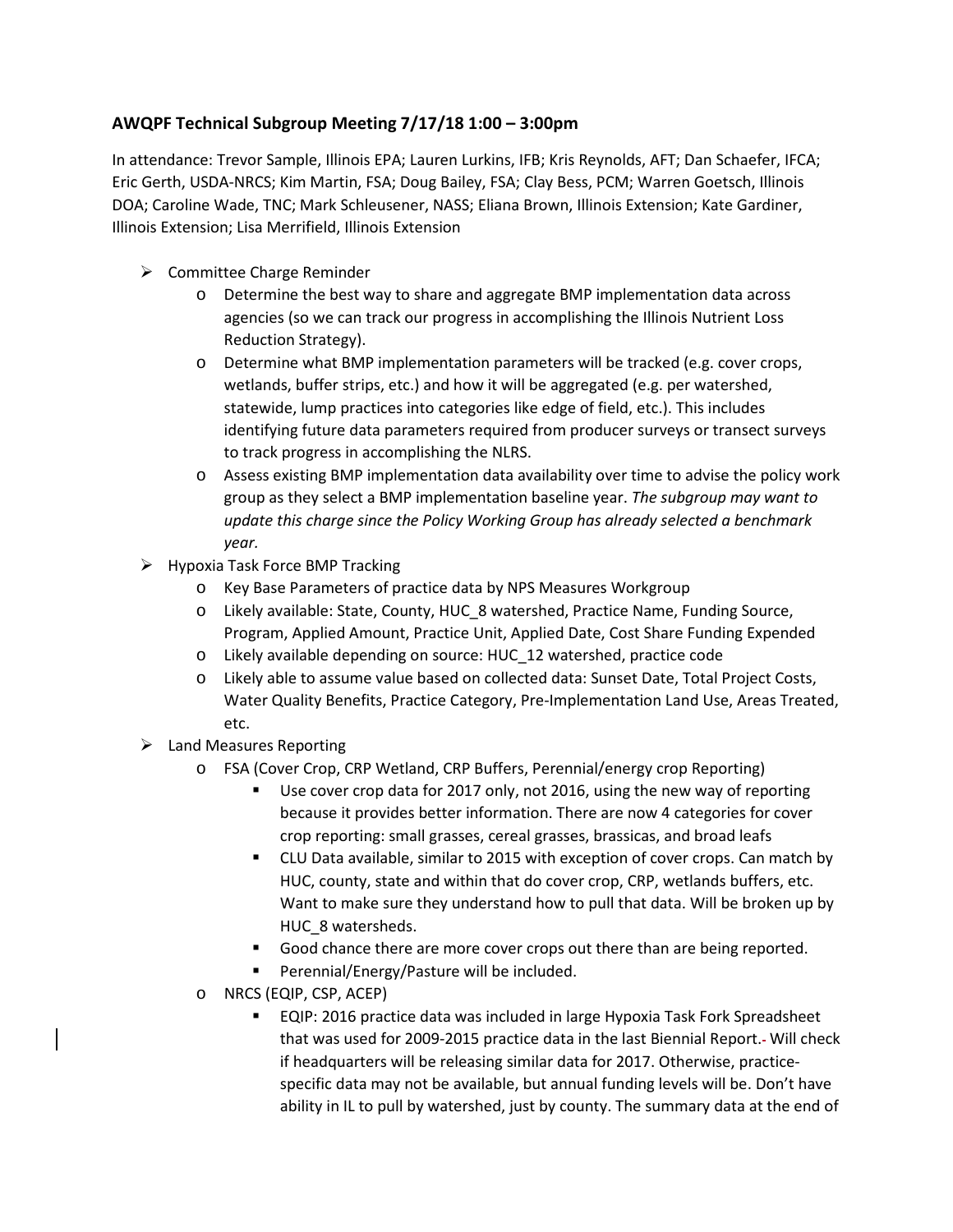## AWQPF Technical Subgroup Meeting 7/17/18 1:00 – 3:00pm

In attendance: Trevor Sample, Illinois EPA; Lauren Lurkins, IFB; Kris Reynolds, AFT; Dan Schaefer, IFCA; Eric Gerth, USDA-NRCS; Kim Martin, FSA; Doug Bailey, FSA; Clay Bess, PCM; Warren Goetsch, Illinois DOA; Caroline Wade, TNC; Mark Schleusener, NASS; Eliana Brown, Illinois Extension; Kate Gardiner, Illinois Extension; Lisa Merrifield, Illinois Extension

- Committee Charge Reminder
  - Determine the best way to share and aggregate BMP implementation data across agencies (so we can track our progress in accomplishing the Illinois Nutrient Loss Reduction Strategy).
  - Determine what BMP implementation parameters will be tracked (e.g. cover crops, wetlands, buffer strips, etc.) and how it will be aggregated (e.g. per watershed, statewide, lump practices into categories like edge of field, etc.). This includes identifying future data parameters required from producer surveys or transect surveys to track progress in accomplishing the NLRS.
  - Assess existing BMP implementation data availability over time to advise the policy work group as they select a BMP implementation baseline year. *The subgroup may want to update this charge since the Policy Working Group has already selected a benchmark year.*
- Hypoxia Task Force BMP Tracking
  - Key Base Parameters of practice data by NPS Measures Workgroup
  - Likely available: State, County, HUC_8 watershed, Practice Name, Funding Source, Program, Applied Amount, Practice Unit, Applied Date, Cost Share Funding Expended
  - Likely available depending on source: HUC_12 watershed, practice code
  - Likely able to assume value based on collected data: Sunset Date, Total Project Costs, Water Quality Benefits, Practice Category, Pre-Implementation Land Use, Areas Treated, etc.
- Land Measures Reporting
  - FSA (Cover Crop, CRP Wetland, CRP Buffers, Perennial/energy crop Reporting)
    - Use cover crop data for 2017 only, not 2016, using the new way of reporting because it provides better information. There are now 4 categories for cover crop reporting: small grasses, cereal grasses, brassicas, and broad leafs
    - CLU Data available, similar to 2015 with exception of cover crops. Can match by HUC, county, state and within that do cover crop, CRP, wetlands buffers, etc. Want to make sure they understand how to pull that data. Will be broken up by HUC_8 watersheds.
    - Good chance there are more cover crops out there than are being reported.
    - Perennial/Energy/Pasture will be included.
  - NRCS (EQIP, CSP, ACEP)
    - EQIP: 2016 practice data was included in large Hypoxia Task Fork Spreadsheet that was used for 2009-2015 practice data in the last Biennial Report. Will check if headquarters will be releasing similar data for 2017. Otherwise, practice-specific data may not be available, but annual funding levels will be. Don't have ability in IL to pull by watershed, just by county. The summary data at the end of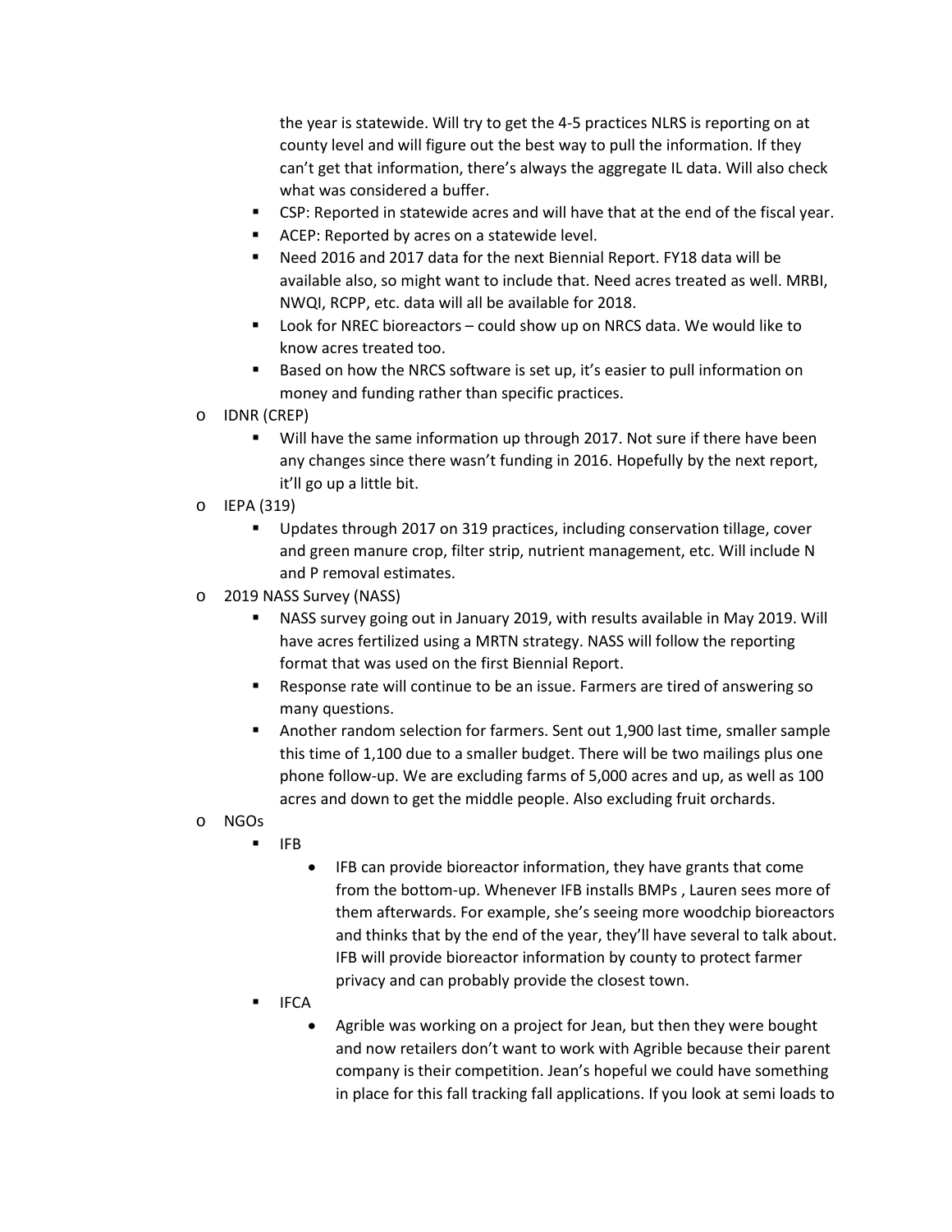the year is statewide. Will try to get the 4-5 practices NLRS is reporting on at county level and will figure out the best way to pull the information. If they can't get that information, there's always the aggregate IL data. Will also check what was considered a buffer.

- CSP: Reported in statewide acres and will have that at the end of the fiscal year.
- ACEP: Reported by acres on a statewide level.
- Need 2016 and 2017 data for the next Biennial Report. FY18 data will be available also, so might want to include that. Need acres treated as well. MRBI, NWQI, RCPP, etc. data will all be available for 2018.
- Look for NREC bioreactors – could show up on NRCS data. We would like to know acres treated too.
- Based on how the NRCS software is set up, it's easier to pull information on money and funding rather than specific practices.

- IDNR (CREP)
  - Will have the same information up through 2017. Not sure if there have been any changes since there wasn't funding in 2016. Hopefully by the next report, it'll go up a little bit.
- IEPA (319)
  - Updates through 2017 on 319 practices, including conservation tillage, cover and green manure crop, filter strip, nutrient management, etc. Will include N and P removal estimates.
- 2019 NASS Survey (NASS)
  - NASS survey going out in January 2019, with results available in May 2019. Will have acres fertilized using a MRTN strategy. NASS will follow the reporting format that was used on the first Biennial Report.
  - Response rate will continue to be an issue. Farmers are tired of answering so many questions.
  - Another random selection for farmers. Sent out 1,900 last time, smaller sample this time of 1,100 due to a smaller budget. There will be two mailings plus one phone follow-up. We are excluding farms of 5,000 acres and up, as well as 100 acres and down to get the middle people. Also excluding fruit orchards.
- NGOs
  - IFB
    - IFB can provide bioreactor information, they have grants that come from the bottom-up. Whenever IFB installs BMPs , Lauren sees more of them afterwards. For example, she's seeing more woodchip bioreactors and thinks that by the end of the year, they'll have several to talk about. IFB will provide bioreactor information by county to protect farmer privacy and can probably provide the closest town.
  - IFCA
    - Agrible was working on a project for Jean, but then they were bought and now retailers don't want to work with Agrible because their parent company is their competition. Jean's hopeful we could have something in place for this fall tracking fall applications. If you look at semi loads to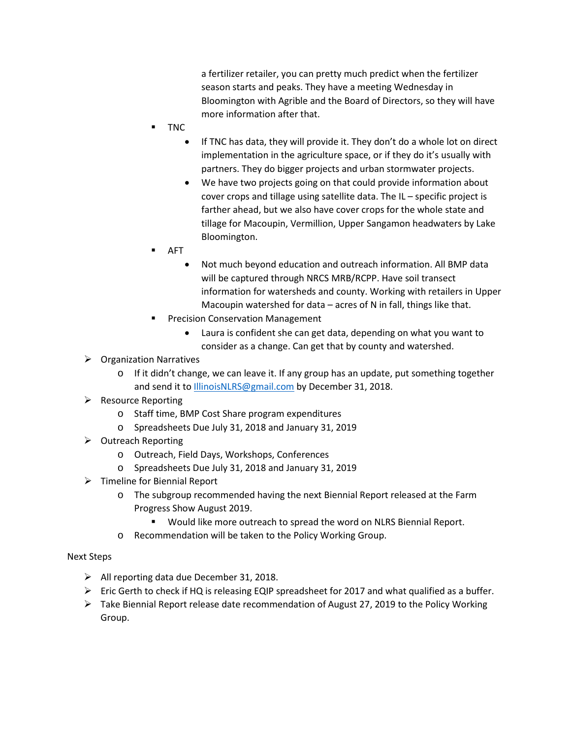a fertilizer retailer, you can pretty much predict when the fertilizer season starts and peaks. They have a meeting Wednesday in Bloomington with Agrible and the Board of Directors, so they will have more information after that.

- TNC
  - If TNC has data, they will provide it. They don't do a whole lot on direct implementation in the agriculture space, or if they do it's usually with partners. They do bigger projects and urban stormwater projects.
  - We have two projects going on that could provide information about cover crops and tillage using satellite data. The IL – specific project is farther ahead, but we also have cover crops for the whole state and tillage for Macoupin, Vermillion, Upper Sangamon headwaters by Lake Bloomington.
- AFT
  - Not much beyond education and outreach information. All BMP data will be captured through NRCS MRB/RCPP. Have soil transect information for watersheds and county. Working with retailers in Upper Macoupin watershed for data – acres of N in fall, things like that.
- Precision Conservation Management
  - Laura is confident she can get data, depending on what you want to consider as a change. Can get that by county and watershed.

- Organization Narratives
  - If it didn't change, we can leave it. If any group has an update, put something together and send it to [IllinoisNLRS@gmail.com](mailto:IllinoisNLRS@gmail.com) by December 31, 2018.
- Resource Reporting
  - Staff time, BMP Cost Share program expenditures
  - Spreadsheets Due July 31, 2018 and January 31, 2019
- Outreach Reporting
  - Outreach, Field Days, Workshops, Conferences
  - Spreadsheets Due July 31, 2018 and January 31, 2019
- Timeline for Biennial Report
  - The subgroup recommended having the next Biennial Report released at the Farm Progress Show August 2019.
    - Would like more outreach to spread the word on NLRS Biennial Report.
  - Recommendation will be taken to the Policy Working Group.

Next Steps

- All reporting data due December 31, 2018.
- Eric Gerth to check if HQ is releasing EQIP spreadsheet for 2017 and what qualified as a buffer.
- Take Biennial Report release date recommendation of August 27, 2019 to the Policy Working Group.